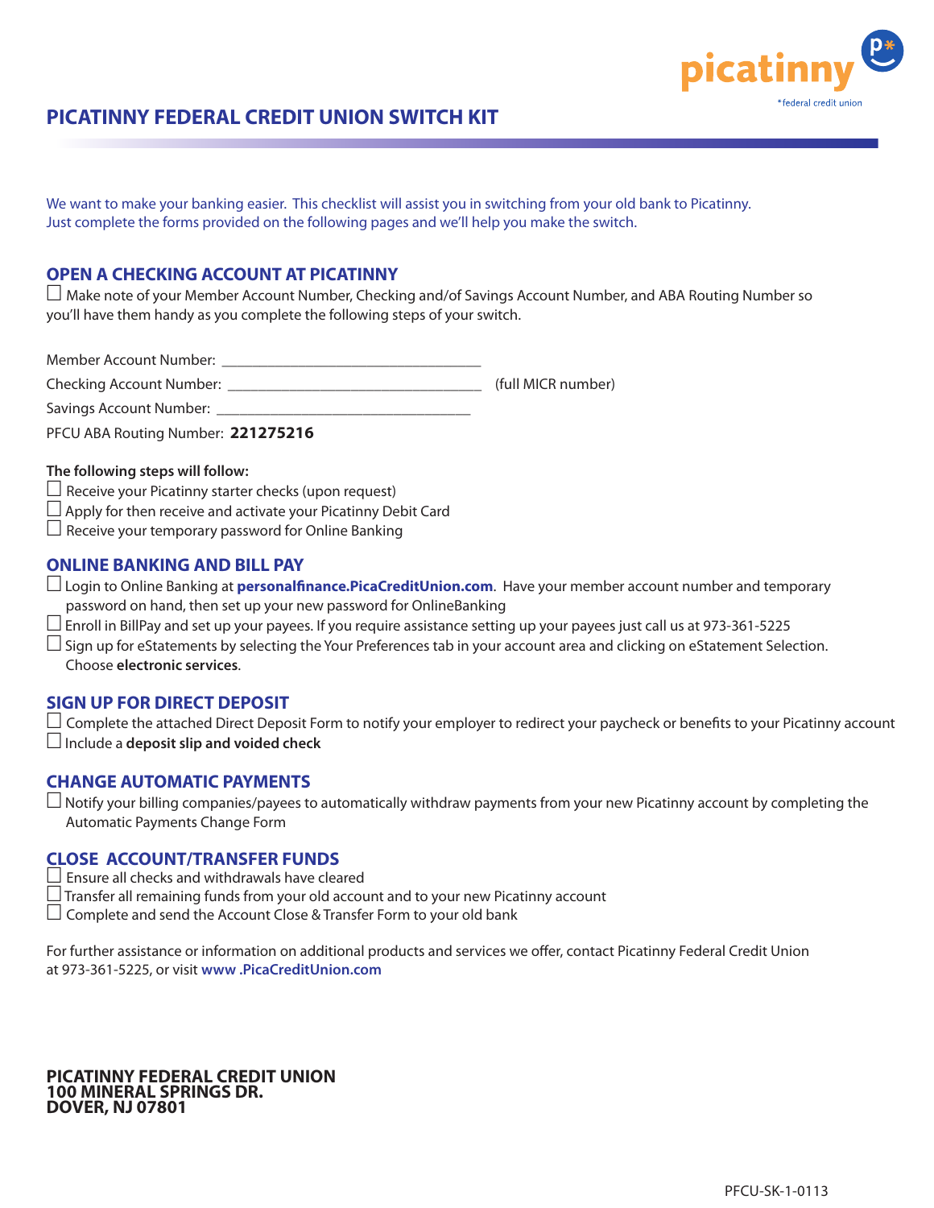# PICATINNY FEDERAL CREDIT UNION SWITCH KIT

We want to make your banking easier. This checklist will assist you in switching from your old bank to Picatinny. Just complete the forms provided on the following pages and we'll help you make the switch.

## OPEN A CHECKING ACCOUNT AT PICATINNY

☐ Make note of your Member Account Number, Checking and/of Savings Account Number, and ABA Routing Number so you'll have them handy as you complete the following steps of your switch.

Member Account Number: ___________________________________

Checking Account Number: ___________________________________ (full MICR number)

Savings Account Number: ___________________________________

PFCU ABA Routing Number: **221275216**

**The following steps will follow:**

☐ Receive your Picatinny starter checks (upon request)
☐ Apply for then receive and activate your Picatinny Debit Card
☐ Receive your temporary password for Online Banking

## ONLINE BANKING AND BILL PAY

☐ Login to Online Banking at **personalfinance.PicaCreditUnion.com**. Have your member account number and temporary password on hand, then set up your new password for OnlineBanking
☐ Enroll in BillPay and set up your payees. If you require assistance setting up your payees just call us at 973-361-5225
☐ Sign up for eStatements by selecting the Your Preferences tab in your account area and clicking on eStatement Selection. Choose **electronic services**.

## SIGN UP FOR DIRECT DEPOSIT

☐ Complete the attached Direct Deposit Form to notify your employer to redirect your paycheck or benefits to your Picatinny account
☐ Include a **deposit slip and voided check**

## CHANGE AUTOMATIC PAYMENTS

☐ Notify your billing companies/payees to automatically withdraw payments from your new Picatinny account by completing the Automatic Payments Change Form

## CLOSE ACCOUNT/TRANSFER FUNDS

☐ Ensure all checks and withdrawals have cleared
☐ Transfer all remaining funds from your old account and to your new Picatinny account
☐ Complete and send the Account Close & Transfer Form to your old bank

For further assistance or information on additional products and services we offer, contact Picatinny Federal Credit Union at 973-361-5225, or visit **www .PicaCreditUnion.com**

**PICATINNY FEDERAL CREDIT UNION**
**100 MINERAL SPRINGS DR.**
**DOVER, NJ 07801**

PFCU-SK-1-0113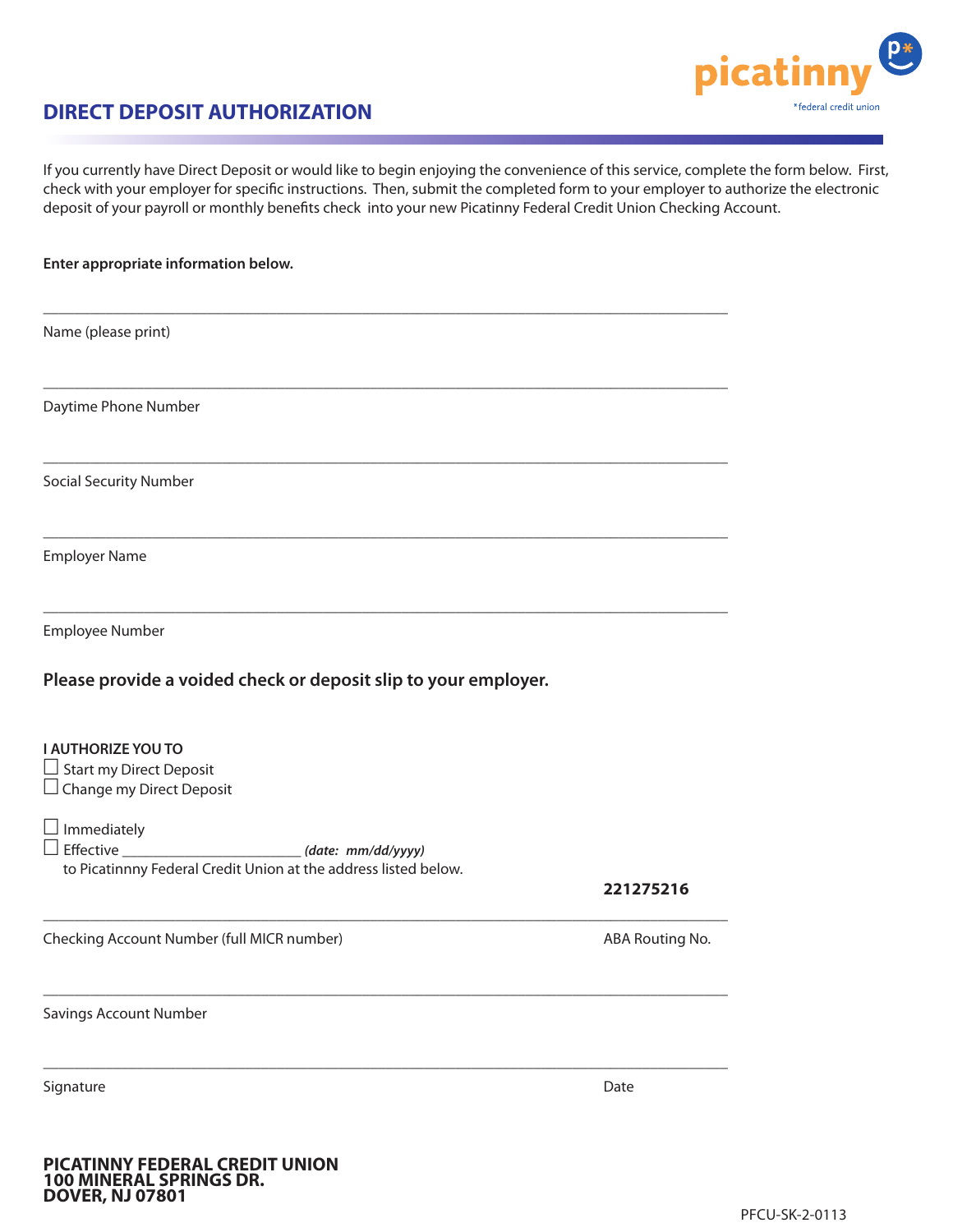# DIRECT DEPOSIT AUTHORIZATION

picatinny *federal credit union

If you currently have Direct Deposit or would like to begin enjoying the convenience of this service, complete the form below. First, check with your employer for specific instructions. Then, submit the completed form to your employer to authorize the electronic deposit of your payroll or monthly benefits check into your new Picatinny Federal Credit Union Checking Account.

**Enter appropriate information below.**

\_\_\_\_\_\_\_\_\_\_\_\_\_\_\_\_\_\_\_\_\_\_\_\_\_\_\_\_\_\_\_\_\_\_\_\_\_\_\_\_\_\_\_\_\_\_\_\_\_\_\_\_\_\_\_\_\_\_\_\_

Name (please print)

\_\_\_\_\_\_\_\_\_\_\_\_\_\_\_\_\_\_\_\_\_\_\_\_\_\_\_\_\_\_\_\_\_\_\_\_\_\_\_\_\_\_\_\_\_\_\_\_\_\_\_\_\_\_\_\_\_\_\_\_

Daytime Phone Number

\_\_\_\_\_\_\_\_\_\_\_\_\_\_\_\_\_\_\_\_\_\_\_\_\_\_\_\_\_\_\_\_\_\_\_\_\_\_\_\_\_\_\_\_\_\_\_\_\_\_\_\_\_\_\_\_\_\_\_\_

Social Security Number

\_\_\_\_\_\_\_\_\_\_\_\_\_\_\_\_\_\_\_\_\_\_\_\_\_\_\_\_\_\_\_\_\_\_\_\_\_\_\_\_\_\_\_\_\_\_\_\_\_\_\_\_\_\_\_\_\_\_\_\_

Employer Name

\_\_\_\_\_\_\_\_\_\_\_\_\_\_\_\_\_\_\_\_\_\_\_\_\_\_\_\_\_\_\_\_\_\_\_\_\_\_\_\_\_\_\_\_\_\_\_\_\_\_\_\_\_\_\_\_\_\_\_\_

Employee Number

**Please provide a voided check or deposit slip to your employer.**

**I AUTHORIZE YOU TO**

☐ Start my Direct Deposit
☐ Change my Direct Deposit

☐ Immediately
☐ Effective \_\_\_\_\_\_\_\_\_\_\_\_\_\_\_\_\_\_\_\_\_\_\_ ***(date: mm/dd/yyyy)***
to Picatinnny Federal Credit Union at the address listed below.

**221275216**

\_\_\_\_\_\_\_\_\_\_\_\_\_\_\_\_\_\_\_\_\_\_\_\_\_\_\_\_\_\_\_\_\_\_\_\_\_\_\_\_\_\_\_\_\_\_\_\_\_\_\_\_\_\_\_\_\_\_\_\_

Checking Account Number (full MICR number) ABA Routing No.

\_\_\_\_\_\_\_\_\_\_\_\_\_\_\_\_\_\_\_\_\_\_\_\_\_\_\_\_\_\_\_\_\_\_\_\_\_\_\_\_\_\_\_\_\_\_\_\_\_\_\_\_\_\_\_\_\_\_\_\_

Savings Account Number

\_\_\_\_\_\_\_\_\_\_\_\_\_\_\_\_\_\_\_\_\_\_\_\_\_\_\_\_\_\_\_\_\_\_\_\_\_\_\_\_\_\_\_\_\_\_\_\_\_\_\_\_\_\_\_\_\_\_\_\_

Signature Date

**PICATINNY FEDERAL CREDIT UNION**
**100 MINERAL SPRINGS DR.**
**DOVER, NJ 07801**

PFCU-SK-2-0113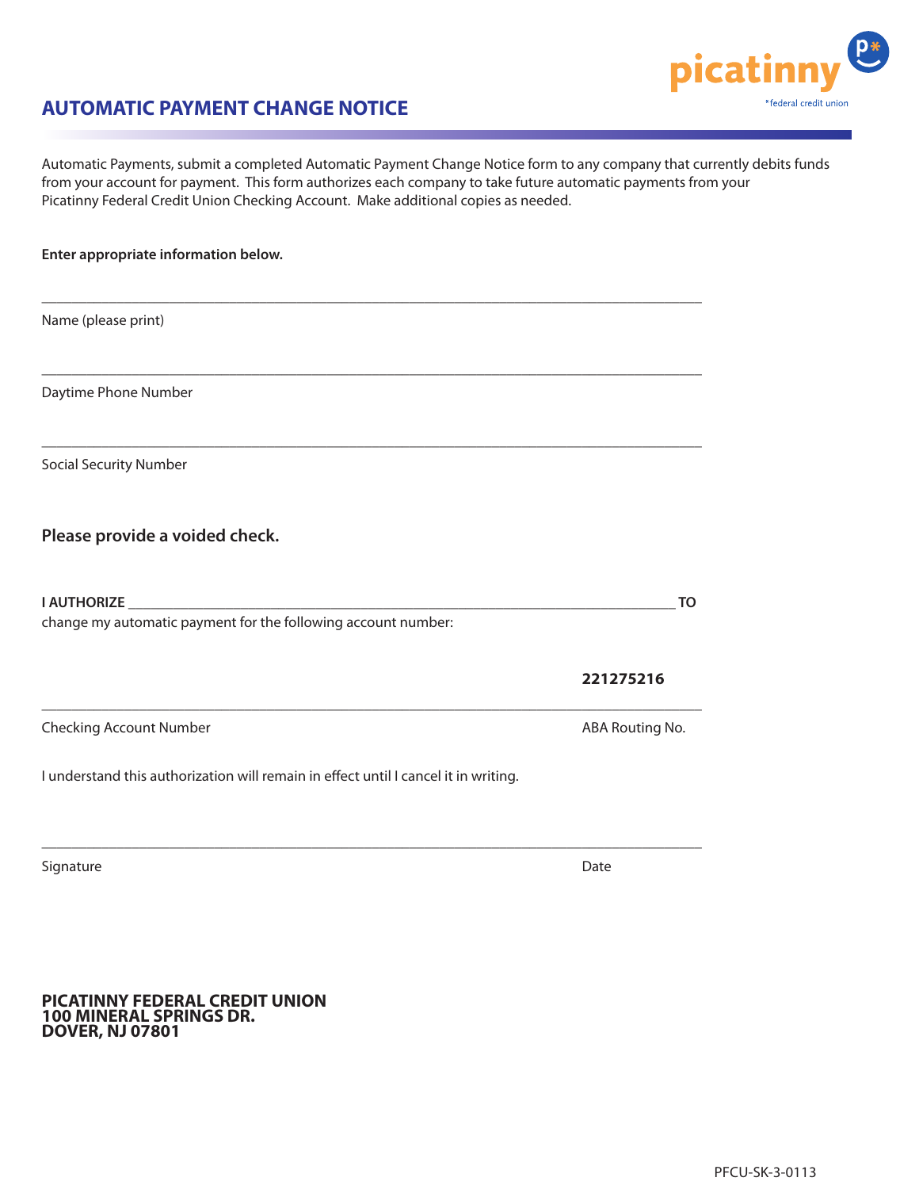# AUTOMATIC PAYMENT CHANGE NOTICE

picatinny
*federal credit union

Automatic Payments, submit a completed Automatic Payment Change Notice form to any company that currently debits funds from your account for payment. This form authorizes each company to take future automatic payments from your Picatinny Federal Credit Union Checking Account. Make additional copies as needed.

**Enter appropriate information below.**

\_\_\_\_\_\_\_\_\_\_\_\_\_\_\_\_\_\_\_\_\_\_\_\_\_\_\_\_\_\_\_\_\_\_\_\_\_\_\_\_\_\_\_\_\_\_\_\_\_\_\_\_\_\_\_\_

Name (please print)

\_\_\_\_\_\_\_\_\_\_\_\_\_\_\_\_\_\_\_\_\_\_\_\_\_\_\_\_\_\_\_\_\_\_\_\_\_\_\_\_\_\_\_\_\_\_\_\_\_\_\_\_\_\_\_\_

Daytime Phone Number

\_\_\_\_\_\_\_\_\_\_\_\_\_\_\_\_\_\_\_\_\_\_\_\_\_\_\_\_\_\_\_\_\_\_\_\_\_\_\_\_\_\_\_\_\_\_\_\_\_\_\_\_\_\_\_\_

Social Security Number

**Please provide a voided check.**

**I AUTHORIZE** \_\_\_\_\_\_\_\_\_\_\_\_\_\_\_\_\_\_\_\_\_\_\_\_\_\_\_\_\_\_\_\_\_\_\_\_\_\_\_\_\_\_\_\_\_\_\_\_ **TO**
change my automatic payment for the following account number:

**221275216**

\_\_\_\_\_\_\_\_\_\_\_\_\_\_\_\_\_\_\_\_\_\_\_\_\_\_\_\_\_\_\_\_\_\_\_\_\_\_\_\_\_\_\_\_\_\_\_\_\_\_\_\_\_\_\_\_

Checking Account Number ABA Routing No.

I understand this authorization will remain in effect until I cancel it in writing.

\_\_\_\_\_\_\_\_\_\_\_\_\_\_\_\_\_\_\_\_\_\_\_\_\_\_\_\_\_\_\_\_\_\_\_\_\_\_\_\_\_\_\_\_\_\_\_\_\_\_\_\_\_\_\_\_

Signature Date

**PICATINNY FEDERAL CREDIT UNION**
**100 MINERAL SPRINGS DR.**
**DOVER, NJ 07801**

PFCU-SK-3-0113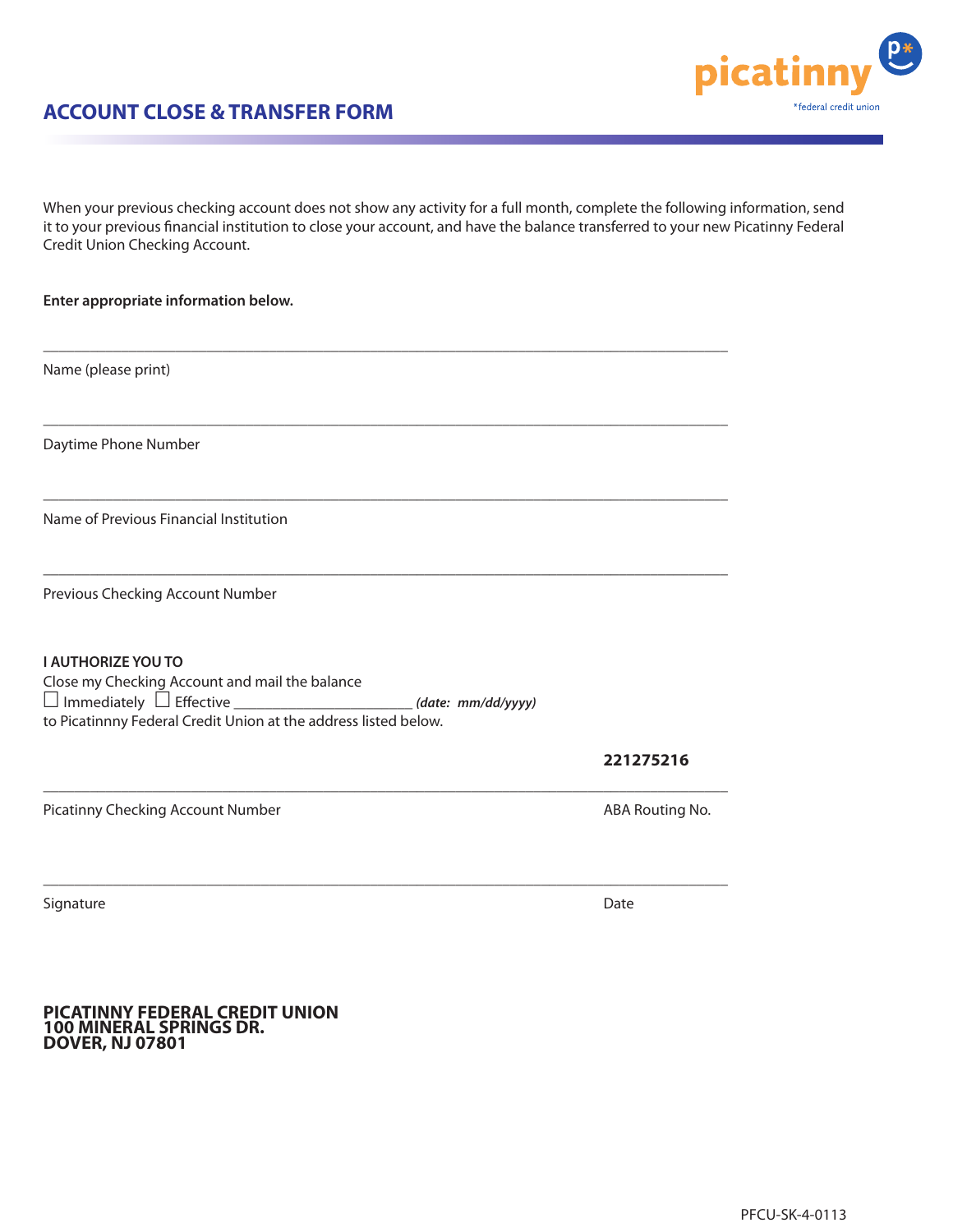picatinny

*federal credit union

# ACCOUNT CLOSE & TRANSFER FORM

When your previous checking account does not show any activity for a full month, complete the following information, send it to your previous financial institution to close your account, and have the balance transferred to your new Picatinny Federal Credit Union Checking Account.

**Enter appropriate information below.**

______________________________________________________________________

Name (please print)

______________________________________________________________________

Daytime Phone Number

______________________________________________________________________

Name of Previous Financial Institution

______________________________________________________________________

Previous Checking Account Number

**I AUTHORIZE YOU TO**

Close my Checking Account and mail the balance

☐ Immediately ☐ Effective ______________________ ***(date: mm/dd/yyyy)***

to Picatinnny Federal Credit Union at the address listed below.

**221275216**

______________________________________________________________________

Picatinny Checking Account Number | ABA Routing No.

______________________________________________________________________

Signature | Date

**PICATINNY FEDERAL CREDIT UNION**
**100 MINERAL SPRINGS DR.**
**DOVER, NJ 07801**

PFCU-SK-4-0113